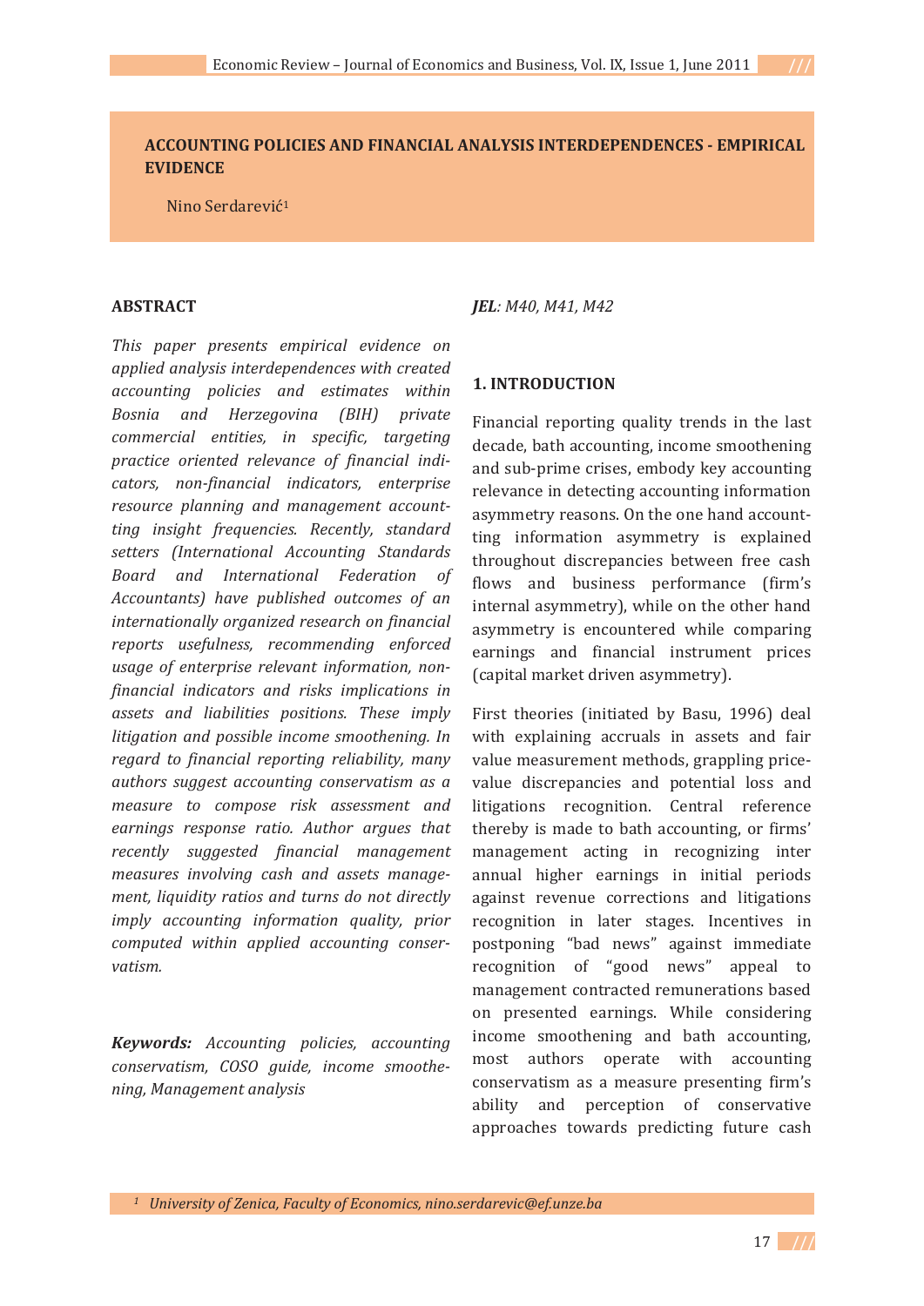# ACCOUNTING POLICIES AND FINANCIAL ANALYSIS INTERDEPENDENCES - EMPIRICAL EVIDENCE

Nino Serdarević[1]

## ABSTRACT

*This paper presents empirical evidence on applied analysis interdependences with created accounting policies and estimates within Bosnia and Herzegovina (BIH) private commercial entities, in specific, targeting practice oriented relevance of financial indicators, non-financial indicators, enterprise resource planning and management accountting insight frequencies. Recently, standard setters (International Accounting Standards Board and International Federation of Accountants) have published outcomes of an internationally organized research on financial reports usefulness, recommending enforced usage of enterprise relevant information, non-financial indicators and risks implications in assets and liabilities positions. These imply litigation and possible income smoothening. In regard to financial reporting reliability, many authors suggest accounting conservatism as a measure to compose risk assessment and earnings response ratio. Author argues that recently suggested financial management measures involving cash and assets management, liquidity ratios and turns do not directly imply accounting information quality, prior computed within applied accounting conservatism.*

***Keywords:*** *Accounting policies, accounting conservatism, COSO guide, income smoothening, Management analysis*

***JEL**: M40, M41, M42*

## 1. INTRODUCTION

Financial reporting quality trends in the last decade, bath accounting, income smoothening and sub-prime crises, embody key accounting relevance in detecting accounting information asymmetry reasons. On the one hand accounting information asymmetry is explained throughout discrepancies between free cash flows and business performance (firm's internal asymmetry), while on the other hand asymmetry is encountered while comparing earnings and financial instrument prices (capital market driven asymmetry).

First theories (initiated by Basu, 1996) deal with explaining accruals in assets and fair value measurement methods, grappling price-value discrepancies and potential loss and litigations recognition. Central reference thereby is made to bath accounting, or firms' management acting in recognizing inter annual higher earnings in initial periods against revenue corrections and litigations recognition in later stages. Incentives in postponing "bad news" against immediate recognition of "good news" appeal to management contracted remunerations based on presented earnings. While considering income smoothening and bath accounting, most authors operate with accounting conservatism as a measure presenting firm's ability and perception of conservative approaches towards predicting future cash

[1] *University of Zenica, Faculty of Economics, nino.serdarevic@ef.unze.ba*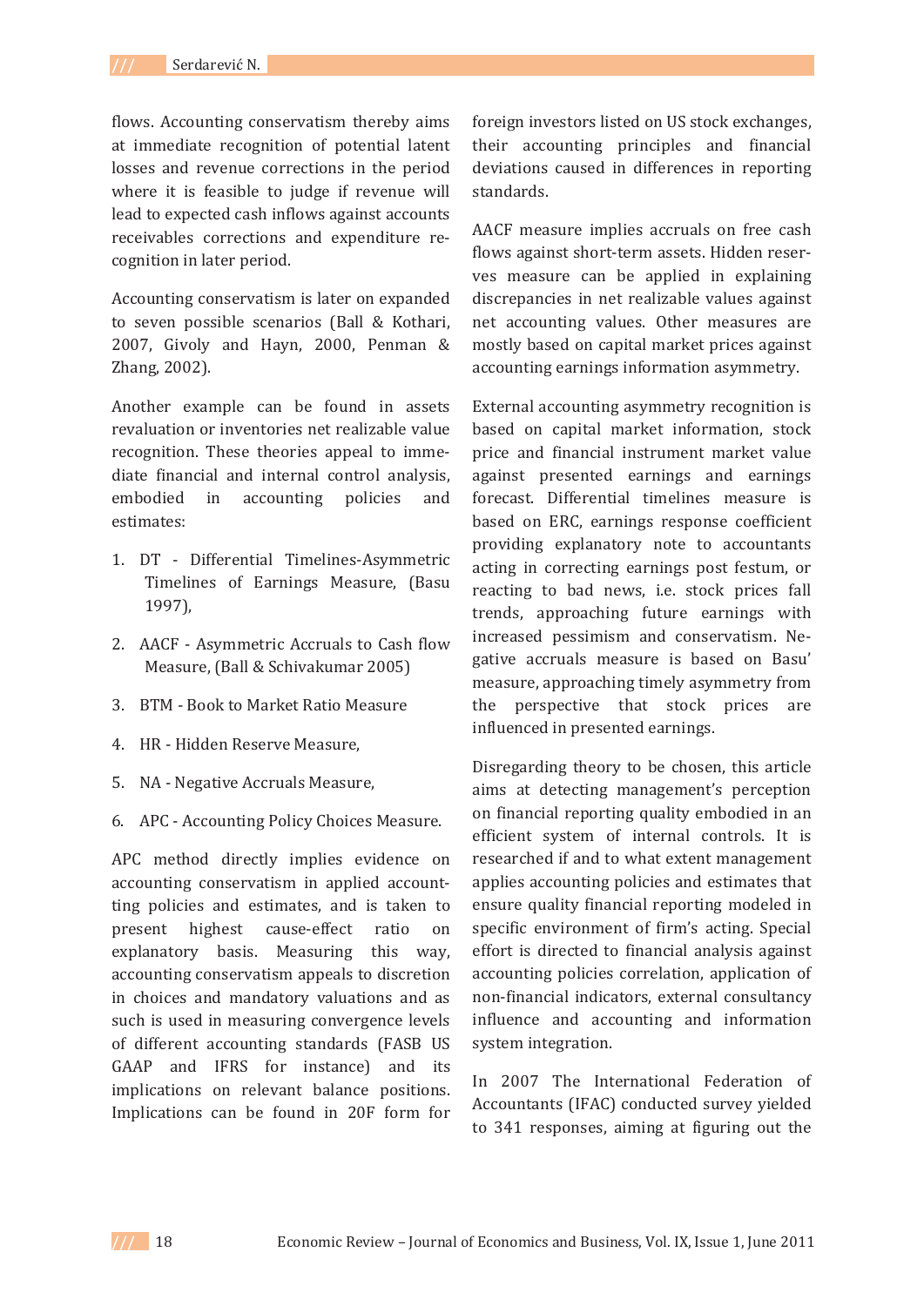flows. Accounting conservatism thereby aims at immediate recognition of potential latent losses and revenue corrections in the period where it is feasible to judge if revenue will lead to expected cash inflows against accounts receivables corrections and expenditure recognition in later period.

Accounting conservatism is later on expanded to seven possible scenarios (Ball & Kothari, 2007, Givoly and Hayn, 2000, Penman & Zhang, 2002).

Another example can be found in assets revaluation or inventories net realizable value recognition. These theories appeal to immediate financial and internal control analysis, embodied in accounting policies and estimates:

1. DT - Differential Timelines-Asymmetric Timelines of Earnings Measure, (Basu 1997),
2. AACF - Asymmetric Accruals to Cash flow Measure, (Ball & Schivakumar 2005)
3. BTM - Book to Market Ratio Measure
4. HR - Hidden Reserve Measure,
5. NA - Negative Accruals Measure,
6. APC - Accounting Policy Choices Measure.

APC method directly implies evidence on accounting conservatism in applied accountting policies and estimates, and is taken to present highest cause-effect ratio on explanatory basis. Measuring this way, accounting conservatism appeals to discretion in choices and mandatory valuations and as such is used in measuring convergence levels of different accounting standards (FASB US GAAP and IFRS for instance) and its implications on relevant balance positions. Implications can be found in 20F form for foreign investors listed on US stock exchanges, their accounting principles and financial deviations caused in differences in reporting standards.

AACF measure implies accruals on free cash flows against short-term assets. Hidden reserves measure can be applied in explaining discrepancies in net realizable values against net accounting values. Other measures are mostly based on capital market prices against accounting earnings information asymmetry.

External accounting asymmetry recognition is based on capital market information, stock price and financial instrument market value against presented earnings and earnings forecast. Differential timelines measure is based on ERC, earnings response coefficient providing explanatory note to accountants acting in correcting earnings post festum, or reacting to bad news, i.e. stock prices fall trends, approaching future earnings with increased pessimism and conservatism. Negative accruals measure is based on Basu' measure, approaching timely asymmetry from the perspective that stock prices are influenced in presented earnings.

Disregarding theory to be chosen, this article aims at detecting management's perception on financial reporting quality embodied in an efficient system of internal controls. It is researched if and to what extent management applies accounting policies and estimates that ensure quality financial reporting modeled in specific environment of firm's acting. Special effort is directed to financial analysis against accounting policies correlation, application of non-financial indicators, external consultancy influence and accounting and information system integration.

In 2007 The International Federation of Accountants (IFAC) conducted survey yielded to 341 responses, aiming at figuring out the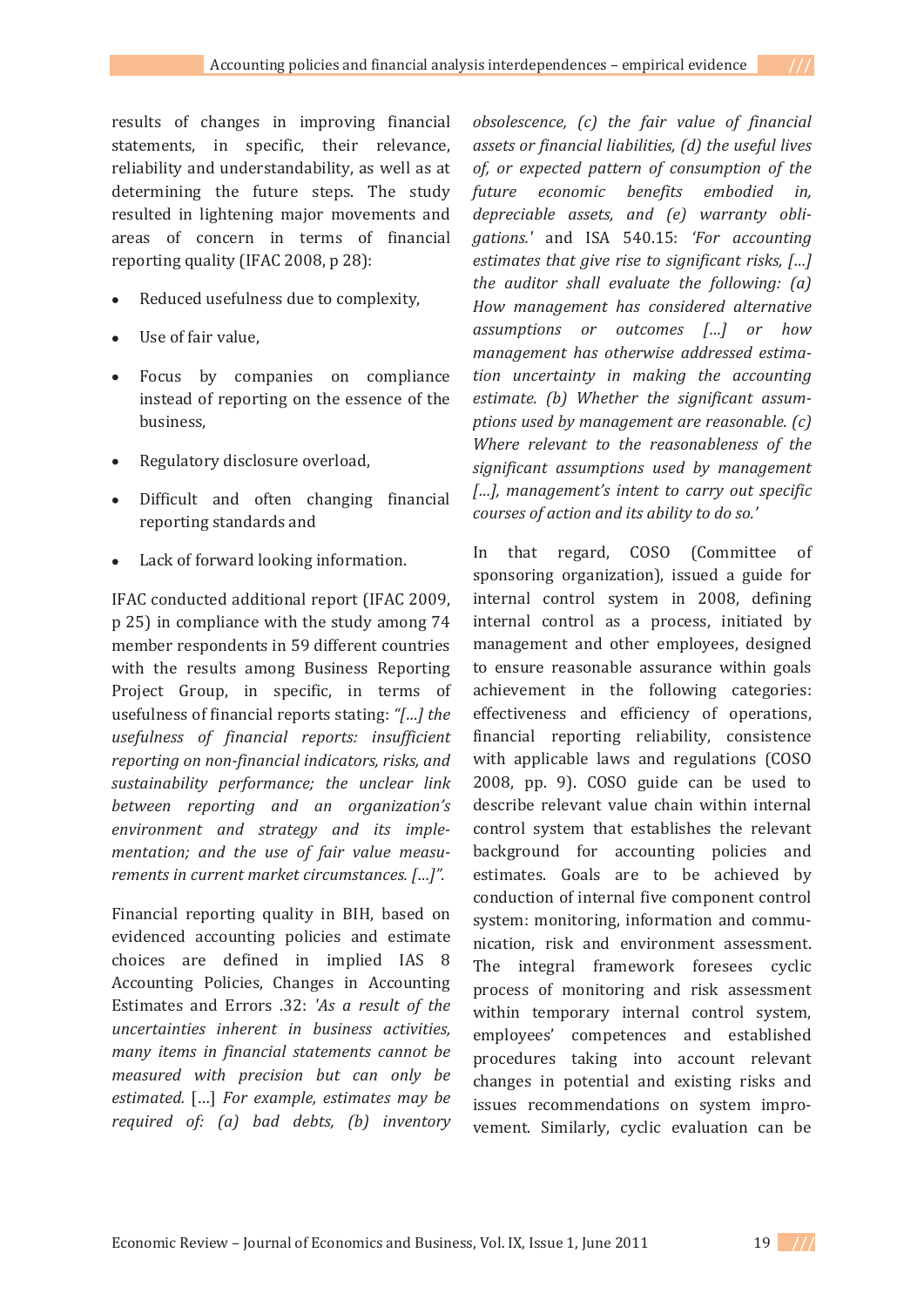results of changes in improving financial statements, in specific, their relevance, reliability and understandability, as well as at determining the future steps. The study resulted in lightening major movements and areas of concern in terms of financial reporting quality (IFAC 2008, p 28):

- Reduced usefulness due to complexity,
- Use of fair value,
- Focus by companies on compliance instead of reporting on the essence of the business,
- Regulatory disclosure overload,
- Difficult and often changing financial reporting standards and
- Lack of forward looking information.

IFAC conducted additional report (IFAC 2009, p 25) in compliance with the study among 74 member respondents in 59 different countries with the results among Business Reporting Project Group, in specific, in terms of usefulness of financial reports stating: *"[...] the usefulness of financial reports: insufficient reporting on non-financial indicators, risks, and sustainability performance; the unclear link between reporting and an organization's environment and strategy and its implementation; and the use of fair value measurements in current market circumstances. [...]".*

Financial reporting quality in BIH, based on evidenced accounting policies and estimate choices are defined in implied IAS 8 Accounting Policies, Changes in Accounting Estimates and Errors .32: *'As a result of the uncertainties inherent in business activities, many items in financial statements cannot be measured with precision but can only be estimated.* [...] *For example, estimates may be required of: (a) bad debts, (b) inventory obsolescence, (c) the fair value of financial assets or financial liabilities, (d) the useful lives of, or expected pattern of consumption of the future economic benefits embodied in, depreciable assets, and (e) warranty obligations.'* and ISA 540.15: *'For accounting estimates that give rise to significant risks, [...] the auditor shall evaluate the following: (a) How management has considered alternative assumptions or outcomes [...] or how management has otherwise addressed estimation uncertainty in making the accounting estimate. (b) Whether the significant assumptions used by management are reasonable. (c) Where relevant to the reasonableness of the significant assumptions used by management [...], management's intent to carry out specific courses of action and its ability to do so.'*

In that regard, COSO (Committee of sponsoring organization), issued a guide for internal control system in 2008, defining internal control as a process, initiated by management and other employees, designed to ensure reasonable assurance within goals achievement in the following categories: effectiveness and efficiency of operations, financial reporting reliability, consistence with applicable laws and regulations (COSO 2008, pp. 9). COSO guide can be used to describe relevant value chain within internal control system that establishes the relevant background for accounting policies and estimates. Goals are to be achieved by conduction of internal five component control system: monitoring, information and communication, risk and environment assessment. The integral framework foresees cyclic process of monitoring and risk assessment within temporary internal control system, employees' competences and established procedures taking into account relevant changes in potential and existing risks and issues recommendations on system improvement. Similarly, cyclic evaluation can be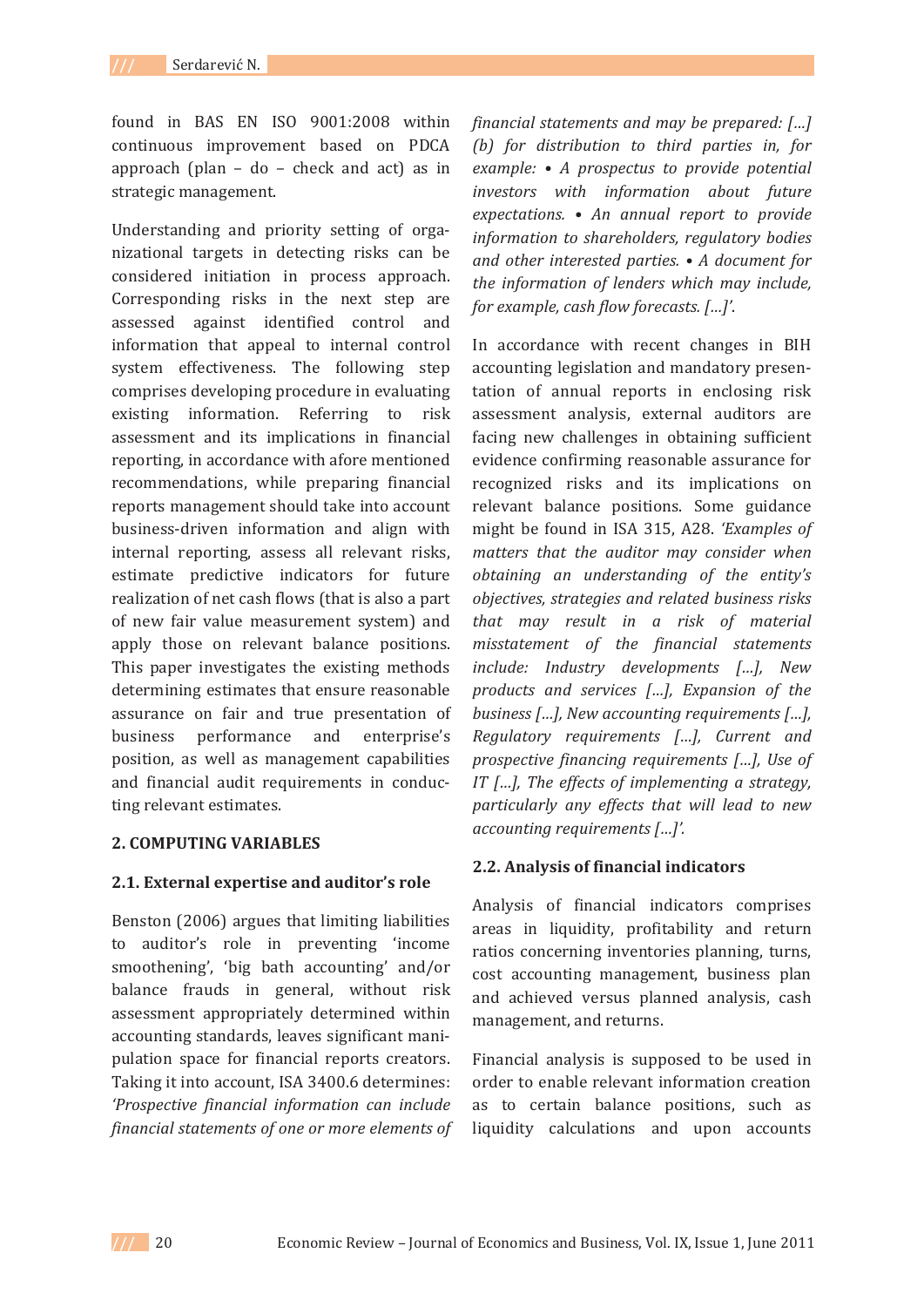found in BAS EN ISO 9001:2008 within continuous improvement based on PDCA approach (plan – do – check and act) as in strategic management.

Understanding and priority setting of organizational targets in detecting risks can be considered initiation in process approach. Corresponding risks in the next step are assessed against identified control and information that appeal to internal control system effectiveness. The following step comprises developing procedure in evaluating existing information. Referring to risk assessment and its implications in financial reporting, in accordance with afore mentioned recommendations, while preparing financial reports management should take into account business-driven information and align with internal reporting, assess all relevant risks, estimate predictive indicators for future realization of net cash flows (that is also a part of new fair value measurement system) and apply those on relevant balance positions. This paper investigates the existing methods determining estimates that ensure reasonable assurance on fair and true presentation of business performance and enterprise's position, as well as management capabilities and financial audit requirements in conducting relevant estimates.

## 2. COMPUTING VARIABLES

### 2.1. External expertise and auditor's role

Benston (2006) argues that limiting liabilities to auditor's role in preventing 'income smoothening', 'big bath accounting' and/or balance frauds in general, without risk assessment appropriately determined within accounting standards, leaves significant manipulation space for financial reports creators. Taking it into account, ISA 3400.6 determines: *'Prospective financial information can include financial statements of one or more elements of financial statements and may be prepared: [...] (b) for distribution to third parties in, for example: • A prospectus to provide potential investors with information about future expectations. • An annual report to provide information to shareholders, regulatory bodies and other interested parties. • A document for the information of lenders which may include, for example, cash flow forecasts. [...]'*.

In accordance with recent changes in BIH accounting legislation and mandatory presentation of annual reports in enclosing risk assessment analysis, external auditors are facing new challenges in obtaining sufficient evidence confirming reasonable assurance for recognized risks and its implications on relevant balance positions. Some guidance might be found in ISA 315, A28. *'Examples of matters that the auditor may consider when obtaining an understanding of the entity's objectives, strategies and related business risks that may result in a risk of material misstatement of the financial statements include: Industry developments [...], New products and services [...], Expansion of the business [...], New accounting requirements [...], Regulatory requirements [...], Current and prospective financing requirements [...], Use of IT [...], The effects of implementing a strategy, particularly any effects that will lead to new accounting requirements [...]'.*

### 2.2. Analysis of financial indicators

Analysis of financial indicators comprises areas in liquidity, profitability and return ratios concerning inventories planning, turns, cost accounting management, business plan and achieved versus planned analysis, cash management, and returns.

Financial analysis is supposed to be used in order to enable relevant information creation as to certain balance positions, such as liquidity calculations and upon accounts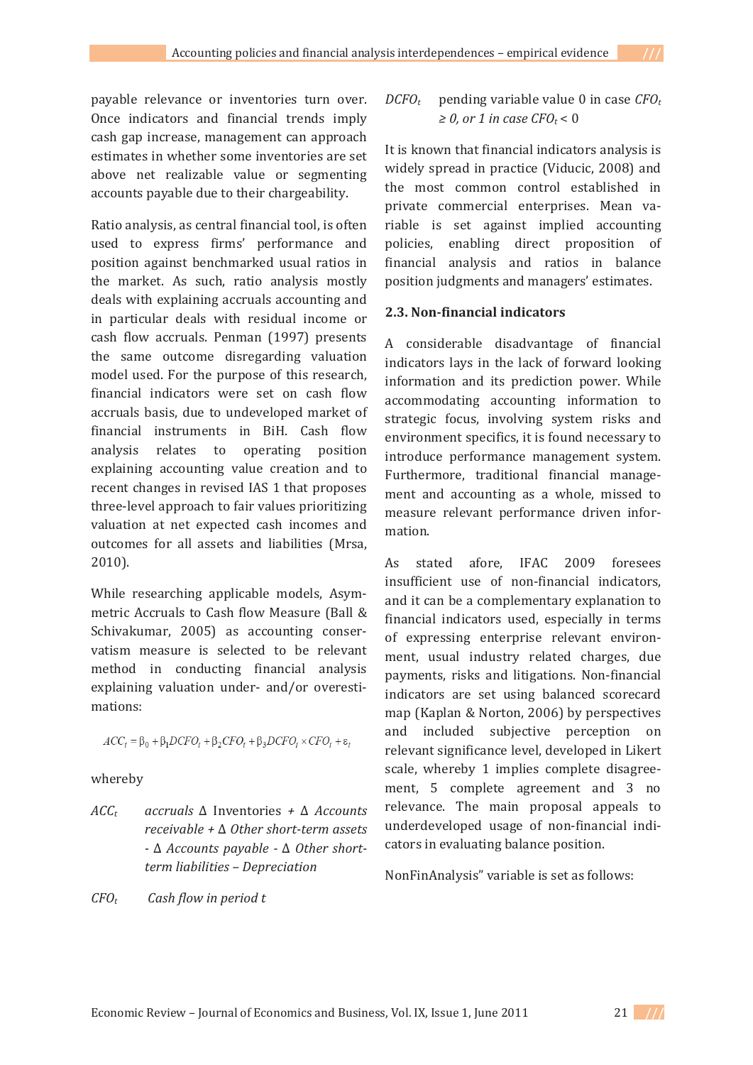payable relevance or inventories turn over. Once indicators and financial trends imply cash gap increase, management can approach estimates in whether some inventories are set above net realizable value or segmenting accounts payable due to their chargeability.

Ratio analysis, as central financial tool, is often used to express firms' performance and position against benchmarked usual ratios in the market. As such, ratio analysis mostly deals with explaining accruals accounting and in particular deals with residual income or cash flow accruals. Penman (1997) presents the same outcome disregarding valuation model used. For the purpose of this research, financial indicators were set on cash flow accruals basis, due to undeveloped market of financial instruments in BiH. Cash flow analysis relates to operating position explaining accounting value creation and to recent changes in revised IAS 1 that proposes three-level approach to fair values prioritizing valuation at net expected cash incomes and outcomes for all assets and liabilities (Mrsa, 2010).

While researching applicable models, Asymmetric Accruals to Cash flow Measure (Ball & Schivakumar, 2005) as accounting conservatism measure is selected to be relevant method in conducting financial analysis explaining valuation under- and/or overestimations:

$$ACC_t = \beta_0 + \beta_1 DCFO_t + \beta_2 CFO_t + \beta_3 DCFO_t \times CFO_t + \varepsilon_t$$

whereby

$ACC_t$ *accruals* Δ Inventories *+ Δ Accounts receivable + Δ Other short-term assets - Δ Accounts payable - Δ Other short-term liabilities – Depreciation*

$CFO_t$ *Cash flow in period t*

$DCFO_t$ pending variable value 0 in case $CFO_t \geq 0$, *or 1 in case* $CFO_t < 0$

It is known that financial indicators analysis is widely spread in practice (Viducic, 2008) and the most common control established in private commercial enterprises. Mean variable is set against implied accounting policies, enabling direct proposition of financial analysis and ratios in balance position judgments and managers' estimates.

### 2.3. Non-financial indicators

A considerable disadvantage of financial indicators lays in the lack of forward looking information and its prediction power. While accommodating accounting information to strategic focus, involving system risks and environment specifics, it is found necessary to introduce performance management system. Furthermore, traditional financial management and accounting as a whole, missed to measure relevant performance driven information.

As stated afore, IFAC 2009 foresees insufficient use of non-financial indicators, and it can be a complementary explanation to financial indicators used, especially in terms of expressing enterprise relevant environment, usual industry related charges, due payments, risks and litigations. Non-financial indicators are set using balanced scorecard map (Kaplan & Norton, 2006) by perspectives and included subjective perception on relevant significance level, developed in Likert scale, whereby 1 implies complete disagreement, 5 complete agreement and 3 no relevance. The main proposal appeals to underdeveloped usage of non-financial indicators in evaluating balance position.

NonFinAnalysis" variable is set as follows: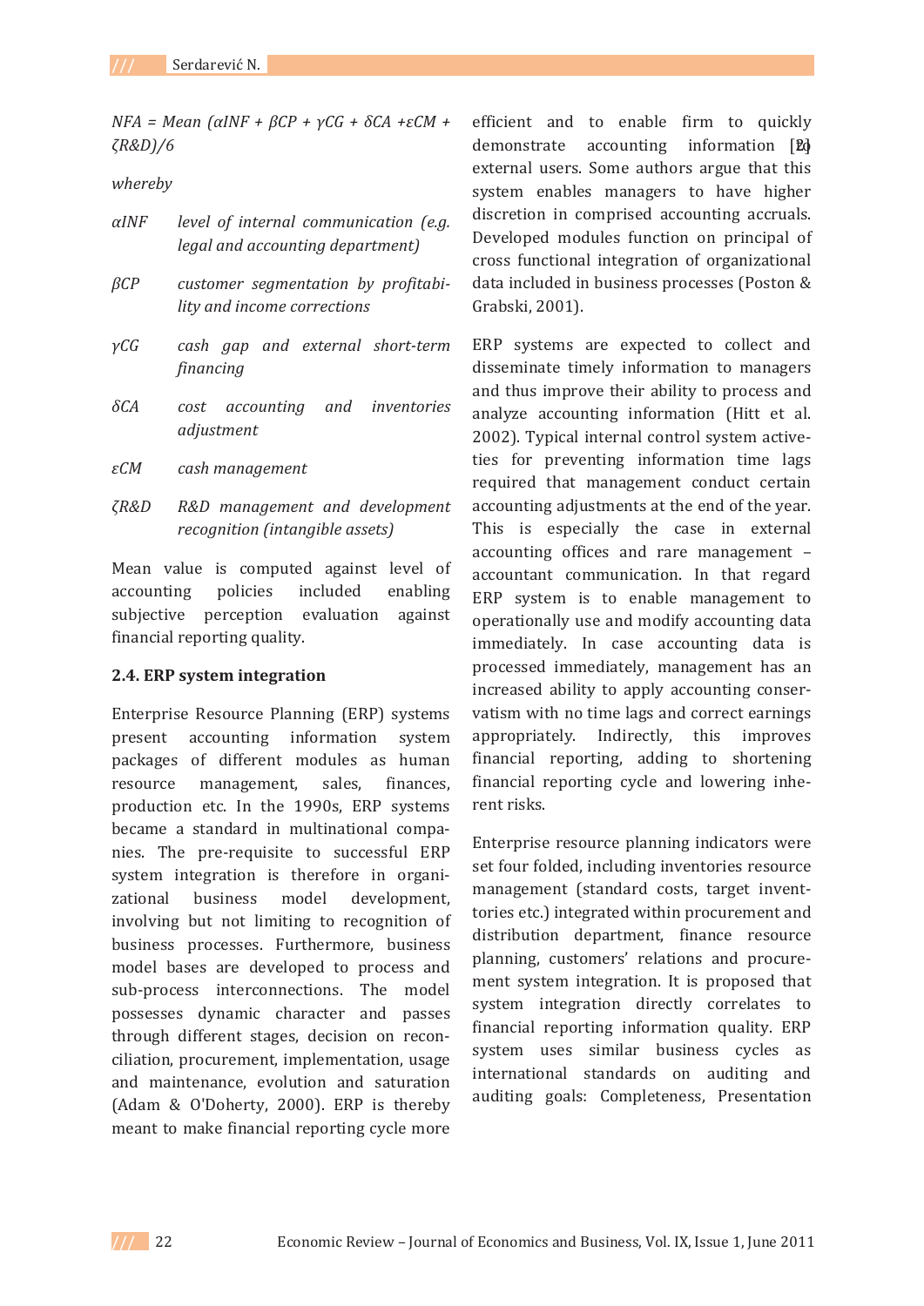$NFA = Mean\ (\alpha INF + \beta CP + \gamma CG + \delta CA + \varepsilon CM + \zeta R\&D)/6$

*whereby*

- $\alpha INF$ — *level of internal communication (e.g. legal and accounting department)*
- $\beta CP$ — *customer segmentation by profitability and income corrections*
- $\gamma CG$ — *cash gap and external short-term financing*
- $\delta CA$ — *cost accounting and inventories adjustment*
- $\varepsilon CM$ — *cash management*
- $\zeta R\&D$ — *R&D management and development recognition (intangible assets)*

Mean value is computed against level of accounting policies included enabling subjective perception evaluation against financial reporting quality.

### 2.4. ERP system integration

Enterprise Resource Planning (ERP) systems present accounting information system packages of different modules as human resource management, sales, finances, production etc. In the 1990s, ERP systems became a standard in multinational companies. The pre-requisite to successful ERP system integration is therefore in organizational business model development, involving but not limiting to recognition of business processes. Furthermore, business model bases are developed to process and sub-process interconnections. The model possesses dynamic character and passes through different stages, decision on reconciliation, procurement, implementation, usage and maintenance, evolution and saturation (Adam & O'Doherty, 2000). ERP is thereby meant to make financial reporting cycle more efficient and to enable firm to quickly demonstrate accounting information to external users. Some authors argue that this system enables managers to have higher discretion in comprised accounting accruals. Developed modules function on principal of cross functional integration of organizational data included in business processes (Poston & Grabski, 2001).

ERP systems are expected to collect and disseminate timely information to managers and thus improve their ability to process and analyze accounting information (Hitt et al. 2002). Typical internal control system activeties for preventing information time lags required that management conduct certain accounting adjustments at the end of the year. This is especially the case in external accounting offices and rare management – accountant communication. In that regard ERP system is to enable management to operationally use and modify accounting data immediately. In case accounting data is processed immediately, management has an increased ability to apply accounting conservatism with no time lags and correct earnings appropriately. Indirectly, this improves financial reporting, adding to shortening financial reporting cycle and lowering inherent risks.

Enterprise resource planning indicators were set four folded, including inventories resource management (standard costs, target inventtories etc.) integrated within procurement and distribution department, finance resource planning, customers' relations and procurement system integration. It is proposed that system integration directly correlates to financial reporting information quality. ERP system uses similar business cycles as international standards on auditing and auditing goals: Completeness, Presentation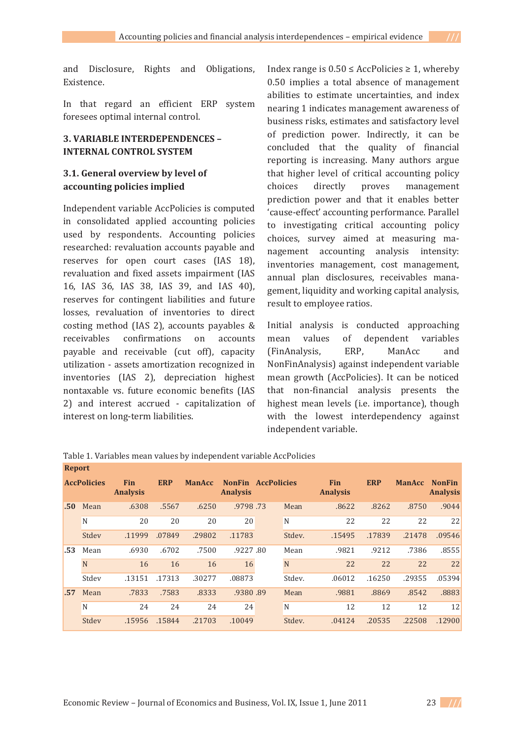and Disclosure, Rights and Obligations, Existence.

In that regard an efficient ERP system foresees optimal internal control.

## 3. VARIABLE INTERDEPENDENCES – INTERNAL CONTROL SYSTEM

### 3.1. General overview by level of accounting policies implied

Independent variable AccPolicies is computed in consolidated applied accounting policies used by respondents. Accounting policies researched: revaluation accounts payable and reserves for open court cases (IAS 18), revaluation and fixed assets impairment (IAS 16, IAS 36, IAS 38, IAS 39, and IAS 40), reserves for contingent liabilities and future losses, revaluation of inventories to direct costing method (IAS 2), accounts payables & receivables confirmations on accounts payable and receivable (cut off), capacity utilization - assets amortization recognized in inventories (IAS 2), depreciation highest nontaxable vs. future economic benefits (IAS 2) and interest accrued - capitalization of interest on long-term liabilities.

Index range is 0.50 ≤ AccPolicies ≥ 1, whereby 0.50 implies a total absence of management abilities to estimate uncertainties, and index nearing 1 indicates management awareness of business risks, estimates and satisfactory level of prediction power. Indirectly, it can be concluded that the quality of financial reporting is increasing. Many authors argue that higher level of critical accounting policy choices directly proves management prediction power and that it enables better 'cause-effect' accounting performance. Parallel to investigating critical accounting policy choices, survey aimed at measuring management accounting analysis intensity: inventories management, cost management, annual plan disclosures, receivables management, liquidity and working capital analysis, result to employee ratios.

Initial analysis is conducted approaching mean values of dependent variables (FinAnalysis, ERP, ManAcc and NonFinAnalysis) against independent variable mean growth (AccPolicies). It can be noticed that non-financial analysis presents the highest mean levels (i.e. importance), though with the lowest interdependency against independent variable.

Table 1. Variables mean values by independent variable AccPolicies

| AccPolicies | | Fin Analysis | ERP | ManAcc | NonFin Analysis | AccPolicies | | Fin Analysis | ERP | ManAcc | NonFin Analysis |
|---|---|---|---|---|---|---|---|---|---|---|---|
| .50 | Mean | .6308 | .5567 | .6250 | .9798 | .73 | Mean | .8622 | .8262 | .8750 | .9044 |
| | N | 20 | 20 | 20 | 20 | | N | 22 | 22 | 22 | 22 |
| | Stdev | .11999 | .07849 | .29802 | .11783 | | Stdev. | .15495 | .17839 | .21478 | .09546 |
| .53 | Mean | .6930 | .6702 | .7500 | .9227 | .80 | Mean | .9821 | .9212 | .7386 | .8555 |
| | N | 16 | 16 | 16 | 16 | | N | 22 | 22 | 22 | 22 |
| | Stdev | .13151 | .17313 | .30277 | .08873 | | Stdev. | .06012 | .16250 | .29355 | .05394 |
| .57 | Mean | .7833 | .7583 | .8333 | .9380 | .89 | Mean | .9881 | .8869 | .8542 | .8883 |
| | N | 24 | 24 | 24 | 24 | | N | 12 | 12 | 12 | 12 |
| | Stdev | .15956 | .15844 | .21703 | .10049 | | Stdev. | .04124 | .20535 | .22508 | .12900 |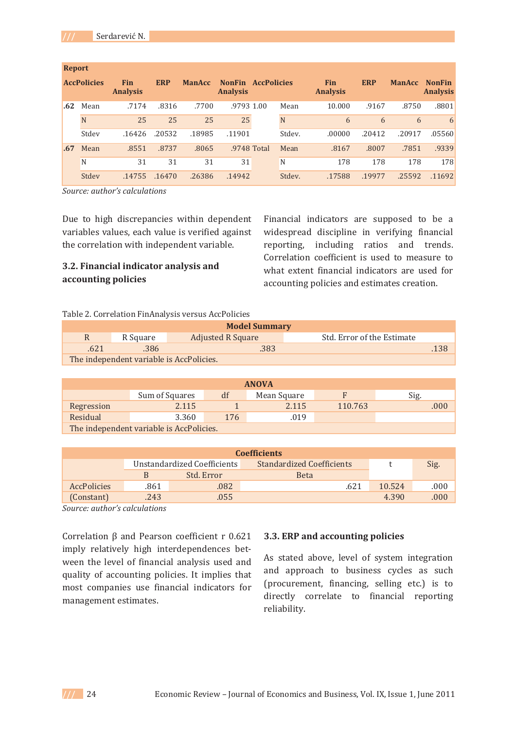| Report | | | | | | | | | | | |
|---|---|---|---|---|---|---|---|---|---|---|---|
| AccPolicies | | Fin Analysis | ERP | ManAcc | NonFin Analysis | AccPolicies | | Fin Analysis | ERP | ManAcc | NonFin Analysis |
| .62 | Mean | .7174 | .8316 | .7700 | .9793 | 1.00 | Mean | 10.000 | .9167 | .8750 | .8801 |
| | N | 25 | 25 | 25 | 25 | | N | 6 | 6 | 6 | 6 |
| | Stdev | .16426 | .20532 | .18985 | .11901 | | Stdev. | .00000 | .20412 | .20917 | .05560 |
| .67 | Mean | .8551 | .8737 | .8065 | .9748 | Total | Mean | .8167 | .8007 | .7851 | .9339 |
| | N | 31 | 31 | 31 | 31 | | N | 178 | 178 | 178 | 178 |
| | Stdev | .14755 | .16470 | .26386 | .14942 | | Stdev. | .17588 | .19977 | .25592 | .11692 |

*Source: author's calculations*

Due to high discrepancies within dependent variables values, each value is verified against the correlation with independent variable.

### 3.2. Financial indicator analysis and accounting policies

Financial indicators are supposed to be a widespread discipline in verifying financial reporting, including ratios and trends. Correlation coefficient is used to measure to what extent financial indicators are used for accounting policies and estimates creation.

Table 2. Correlation FinAnalysis versus AccPolicies

| Model Summary | | | |
|---|---|---|---|
| R | R Square | Adjusted R Square | Std. Error of the Estimate |
| .621 | .386 | .383 | .138 |
| The independent variable is AccPolicies. | | | |

| ANOVA | | | | | |
|---|---|---|---|---|---|
| | Sum of Squares | df | Mean Square | F | Sig. |
| Regression | 2.115 | 1 | 2.115 | 110.763 | .000 |
| Residual | 3.360 | 176 | .019 | | |
| The independent variable is AccPolicies. | | | | | |

| Coefficients | | | | | |
|---|---|---|---|---|---|
| | Unstandardized Coefficients | | Standardized Coefficients | t | Sig. |
| | B | Std. Error | Beta | | |
| AccPolicies | .861 | .082 | .621 | 10.524 | .000 |
| (Constant) | .243 | .055 | | 4.390 | .000 |

*Source: author's calculations*

Correlation β and Pearson coefficient r 0.621 imply relatively high interdependences between the level of financial analysis used and quality of accounting policies. It implies that most companies use financial indicators for management estimates.

### 3.3. ERP and accounting policies

As stated above, level of system integration and approach to business cycles as such (procurement, financing, selling etc.) is to directly correlate to financial reporting reliability.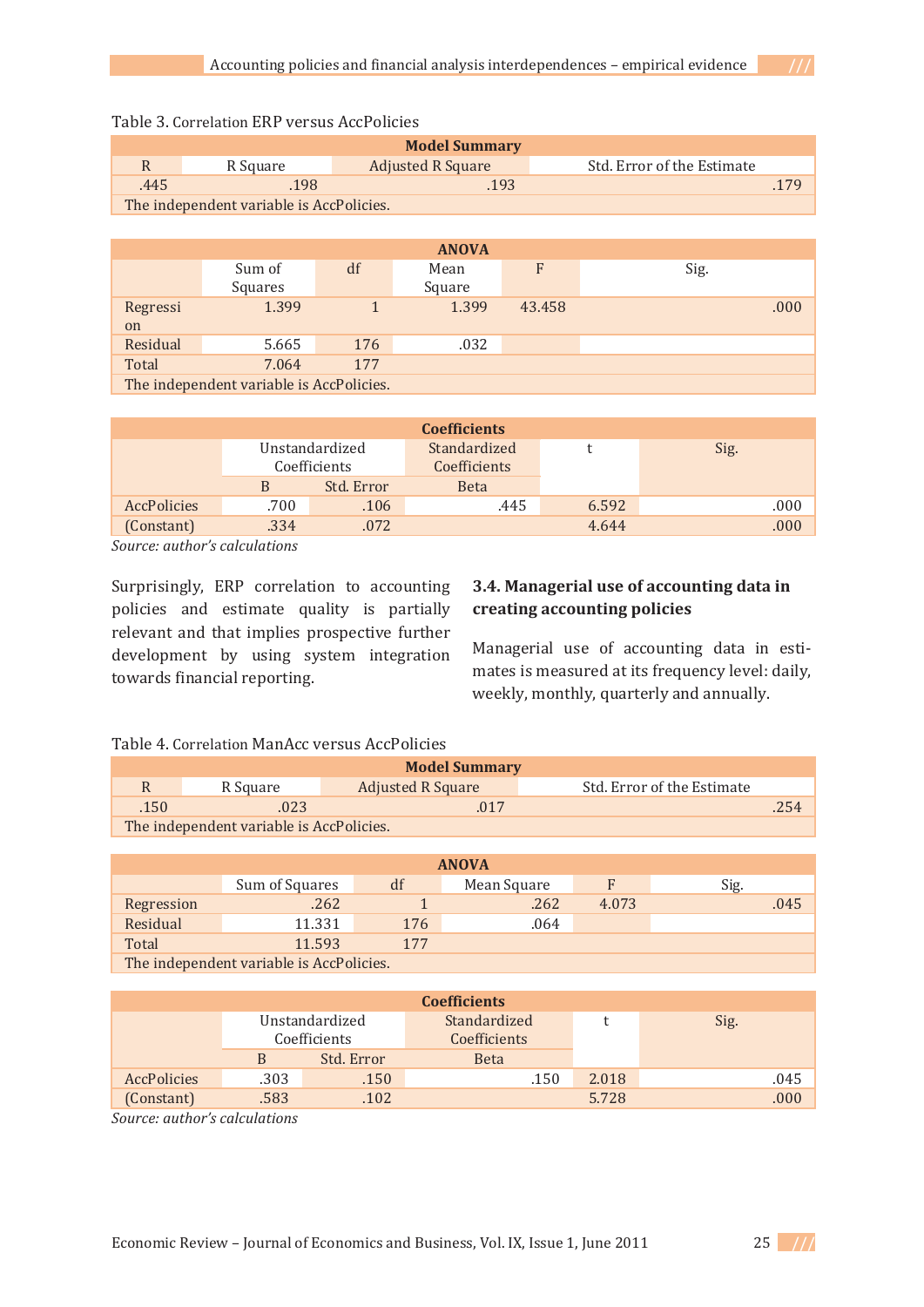Table 3. Correlation ERP versus AccPolicies

| Model Summary | | | |
|---|---|---|---|
| R | R Square | Adjusted R Square | Std. Error of the Estimate |
| .445 | .198 | .193 | .179 |
| The independent variable is AccPolicies. | | | |

| ANOVA | | | | | |
|---|---|---|---|---|---|
| | Sum of Squares | df | Mean Square | F | Sig. |
| Regression | 1.399 | 1 | 1.399 | 43.458 | .000 |
| Residual | 5.665 | 176 | .032 | | |
| Total | 7.064 | 177 | | | |
| The independent variable is AccPolicies. | | | | | |

| Coefficients | | | | | |
|---|---|---|---|---|---|
| | Unstandardized Coefficients | | Standardized Coefficients | t | Sig. |
| | B | Std. Error | Beta | | |
| AccPolicies | .700 | .106 | .445 | 6.592 | .000 |
| (Constant) | .334 | .072 | | 4.644 | .000 |

*Source: author's calculations*

Surprisingly, ERP correlation to accounting policies and estimate quality is partially relevant and that implies prospective further development by using system integration towards financial reporting.

### 3.4. Managerial use of accounting data in creating accounting policies

Managerial use of accounting data in estimates is measured at its frequency level: daily, weekly, monthly, quarterly and annually.

Table 4. Correlation ManAcc versus AccPolicies

| Model Summary | | | |
|---|---|---|---|
| R | R Square | Adjusted R Square | Std. Error of the Estimate |
| .150 | .023 | .017 | .254 |
| The independent variable is AccPolicies. | | | |

| ANOVA | | | | | |
|---|---|---|---|---|---|
| | Sum of Squares | df | Mean Square | F | Sig. |
| Regression | .262 | 1 | .262 | 4.073 | .045 |
| Residual | 11.331 | 176 | .064 | | |
| Total | 11.593 | 177 | | | |
| The independent variable is AccPolicies. | | | | | |

| Coefficients | | | | | |
|---|---|---|---|---|---|
| | Unstandardized Coefficients | | Standardized Coefficients | t | Sig. |
| | B | Std. Error | Beta | | |
| AccPolicies | .303 | .150 | .150 | 2.018 | .045 |
| (Constant) | .583 | .102 | | 5.728 | .000 |

*Source: author's calculations*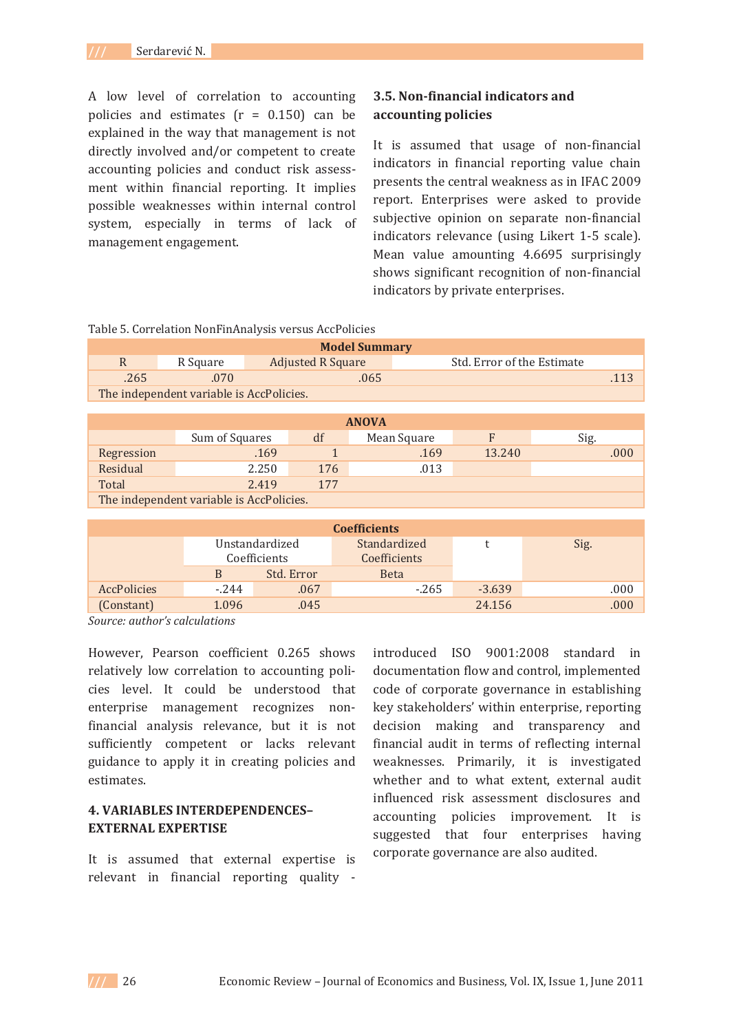A low level of correlation to accounting policies and estimates (r = 0.150) can be explained in the way that management is not directly involved and/or competent to create accounting policies and conduct risk assessment within financial reporting. It implies possible weaknesses within internal control system, especially in terms of lack of management engagement.

### 3.5. Non-financial indicators and accounting policies

It is assumed that usage of non-financial indicators in financial reporting value chain presents the central weakness as in IFAC 2009 report. Enterprises were asked to provide subjective opinion on separate non-financial indicators relevance (using Likert 1-5 scale). Mean value amounting 4.6695 surprisingly shows significant recognition of non-financial indicators by private enterprises.

Table 5. Correlation NonFinAnalysis versus AccPolicies

**Model Summary**

| R | R Square | Adjusted R Square | Std. Error of the Estimate |
|---|---|---|---|
| .265 | .070 | .065 | .113 |

The independent variable is AccPolicies.

**ANOVA**

| | Sum of Squares | df | Mean Square | F | Sig. |
|---|---|---|---|---|---|
| Regression | .169 | 1 | .169 | 13.240 | .000 |
| Residual | 2.250 | 176 | .013 | | |
| Total | 2.419 | 177 | | | |

The independent variable is AccPolicies.

**Coefficients**

| | Unstandardized Coefficients | | Standardized Coefficients | t | Sig. |
|---|---|---|---|---|---|
| | B | Std. Error | Beta | | |
| AccPolicies | -.244 | .067 | -.265 | -3.639 | .000 |
| (Constant) | 1.096 | .045 | | 24.156 | .000 |

*Source: author's calculations*

However, Pearson coefficient 0.265 shows relatively low correlation to accounting policies level. It could be understood that enterprise management recognizes non-financial analysis relevance, but it is not sufficiently competent or lacks relevant guidance to apply it in creating policies and estimates.

## 4. VARIABLES INTERDEPENDENCES– EXTERNAL EXPERTISE

It is assumed that external expertise is relevant in financial reporting quality - introduced ISO 9001:2008 standard in documentation flow and control, implemented code of corporate governance in establishing key stakeholders' within enterprise, reporting decision making and transparency and financial audit in terms of reflecting internal weaknesses. Primarily, it is investigated whether and to what extent, external audit influenced risk assessment disclosures and accounting policies improvement. It is suggested that four enterprises having corporate governance are also audited.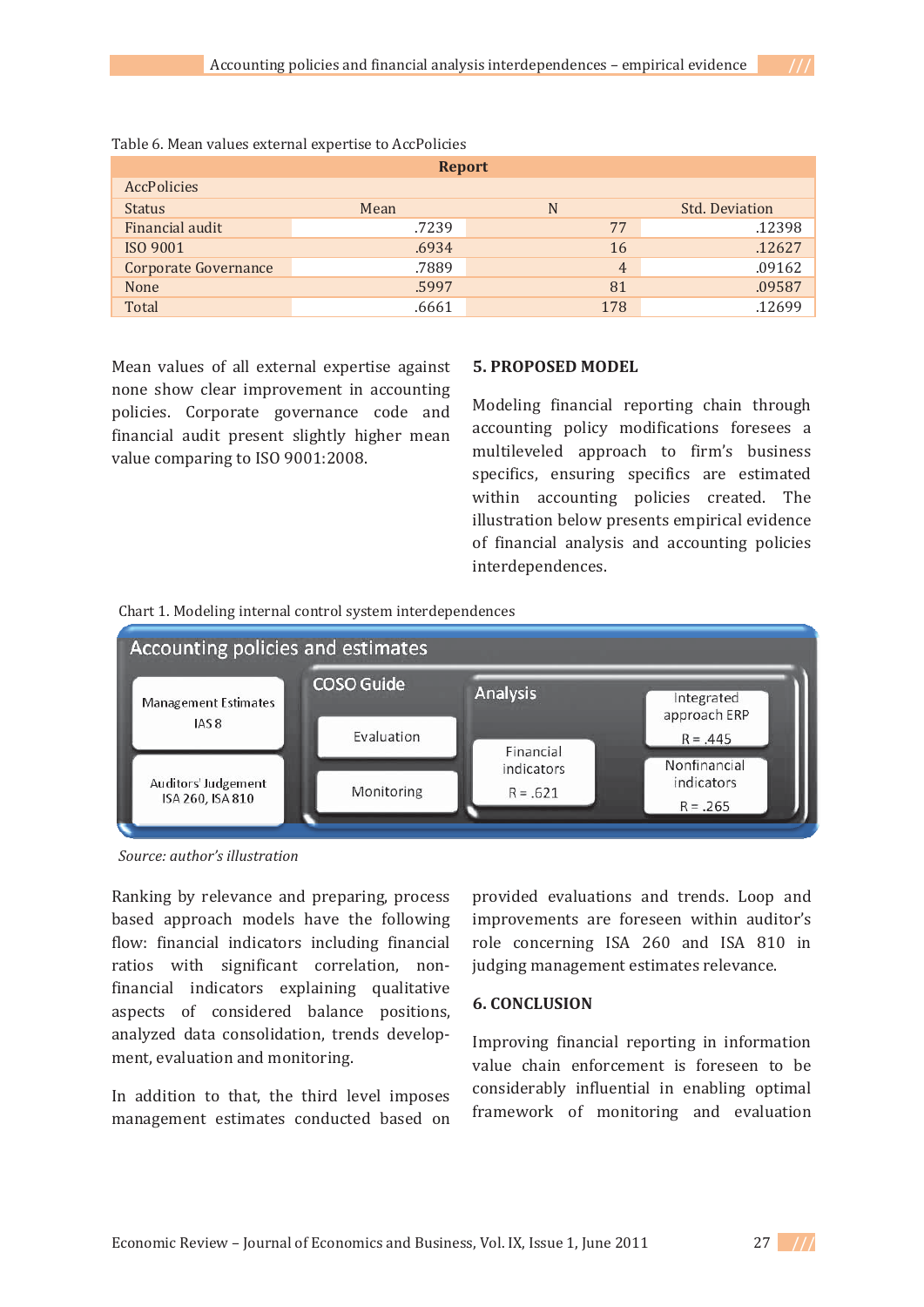Table 6. Mean values external expertise to AccPolicies

| Report | | | |
|---|---|---|---|
| AccPolicies | | | |
| Status | Mean | N | Std. Deviation |
| Financial audit | .7239 | 77 | .12398 |
| ISO 9001 | .6934 | 16 | .12627 |
| Corporate Governance | .7889 | 4 | .09162 |
| None | .5997 | 81 | .09587 |
| Total | .6661 | 178 | .12699 |

Mean values of all external expertise against none show clear improvement in accounting policies. Corporate governance code and financial audit present slightly higher mean value comparing to ISO 9001:2008.

## 5. PROPOSED MODEL

Modeling financial reporting chain through accounting policy modifications foresees a multileveled approach to firm's business specifics, ensuring specifics are estimated within accounting policies created. The illustration below presents empirical evidence of financial analysis and accounting policies interdependences.

Chart 1. Modeling internal control system interdependences

Accounting policies and estimates

- Management Estimates IAS 8
- Auditors' Judgement ISA 260, ISA 810
- COSO Guide
  - Evaluation
  - Monitoring
- Analysis
  - Financial indicators R = .621
  - Integrated approach ERP R = .445
  - Nonfinancial indicators R = .265

*Source: author's illustration*

Ranking by relevance and preparing, process based approach models have the following flow: financial indicators including financial ratios with significant correlation, non-financial indicators explaining qualitative aspects of considered balance positions, analyzed data consolidation, trends development, evaluation and monitoring.

In addition to that, the third level imposes management estimates conducted based on provided evaluations and trends. Loop and improvements are foreseen within auditor's role concerning ISA 260 and ISA 810 in judging management estimates relevance.

## 6. CONCLUSION

Improving financial reporting in information value chain enforcement is foreseen to be considerably influential in enabling optimal framework of monitoring and evaluation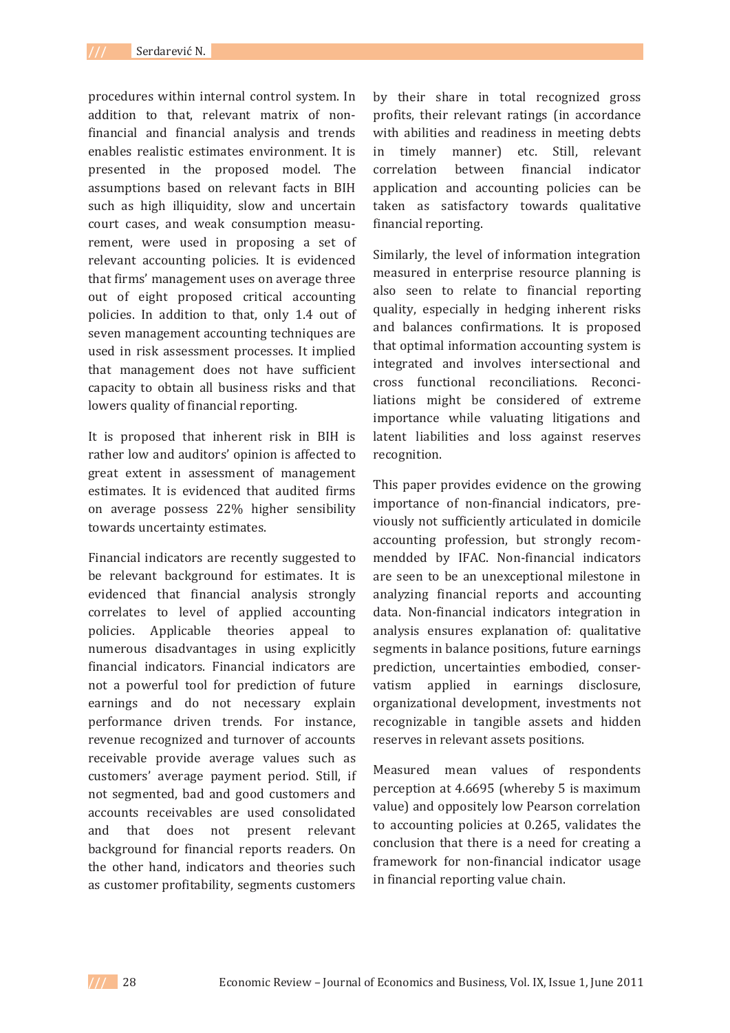procedures within internal control system. In addition to that, relevant matrix of non-financial and financial analysis and trends enables realistic estimates environment. It is presented in the proposed model. The assumptions based on relevant facts in BIH such as high illiquidity, slow and uncertain court cases, and weak consumption measurement, were used in proposing a set of relevant accounting policies. It is evidenced that firms' management uses on average three out of eight proposed critical accounting policies. In addition to that, only 1.4 out of seven management accounting techniques are used in risk assessment processes. It implied that management does not have sufficient capacity to obtain all business risks and that lowers quality of financial reporting.

It is proposed that inherent risk in BIH is rather low and auditors' opinion is affected to great extent in assessment of management estimates. It is evidenced that audited firms on average possess 22% higher sensibility towards uncertainty estimates.

Financial indicators are recently suggested to be relevant background for estimates. It is evidenced that financial analysis strongly correlates to level of applied accounting policies. Applicable theories appeal to numerous disadvantages in using explicitly financial indicators. Financial indicators are not a powerful tool for prediction of future earnings and do not necessary explain performance driven trends. For instance, revenue recognized and turnover of accounts receivable provide average values such as customers' average payment period. Still, if not segmented, bad and good customers and accounts receivables are used consolidated and that does not present relevant background for financial reports readers. On the other hand, indicators and theories such as customer profitability, segments customers by their share in total recognized gross profits, their relevant ratings (in accordance with abilities and readiness in meeting debts in timely manner) etc. Still, relevant correlation between financial indicator application and accounting policies can be taken as satisfactory towards qualitative financial reporting.

Similarly, the level of information integration measured in enterprise resource planning is also seen to relate to financial reporting quality, especially in hedging inherent risks and balances confirmations. It is proposed that optimal information accounting system is integrated and involves intersectional and cross functional reconciliations. Reconciliations might be considered of extreme importance while valuating litigations and latent liabilities and loss against reserves recognition.

This paper provides evidence on the growing importance of non-financial indicators, previously not sufficiently articulated in domicile accounting profession, but strongly recommendded by IFAC. Non-financial indicators are seen to be an unexceptional milestone in analyzing financial reports and accounting data. Non-financial indicators integration in analysis ensures explanation of: qualitative segments in balance positions, future earnings prediction, uncertainties embodied, conservatism applied in earnings disclosure, organizational development, investments not recognizable in tangible assets and hidden reserves in relevant assets positions.

Measured mean values of respondents perception at 4.6695 (whereby 5 is maximum value) and oppositely low Pearson correlation to accounting policies at 0.265, validates the conclusion that there is a need for creating a framework for non-financial indicator usage in financial reporting value chain.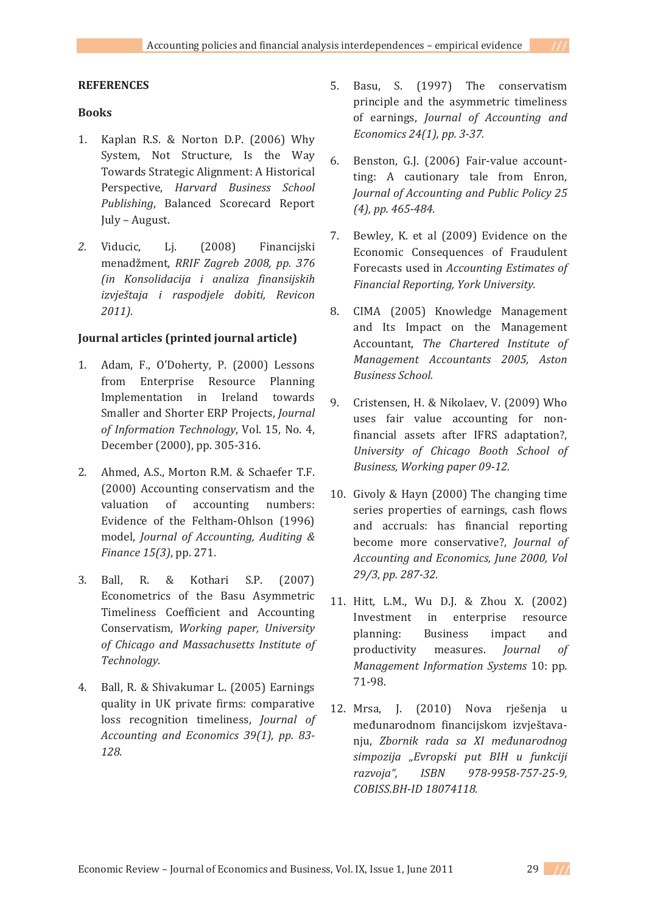## REFERENCES

### Books

1. Kaplan R.S. & Norton D.P. (2006) Why System, Not Structure, Is the Way Towards Strategic Alignment: A Historical Perspective, *Harvard Business School Publishing*, Balanced Scorecard Report July – August.

2. Viducic, Lj. (2008) Financijski menadžment, *RRIF Zagreb 2008, pp. 376 (in Konsolidacija i analiza finansijskih izvještaja i raspodjele dobiti, Revicon 2011).*

### Journal articles (printed journal article)

1. Adam, F., O'Doherty, P. (2000) Lessons from Enterprise Resource Planning Implementation in Ireland towards Smaller and Shorter ERP Projects, *Journal of Information Technology*, Vol. 15, No. 4, December (2000), pp. 305-316.

2. Ahmed, A.S., Morton R.M. & Schaefer T.F. (2000) Accounting conservatism and the valuation of accounting numbers: Evidence of the Feltham-Ohlson (1996) model, *Journal of Accounting, Auditing & Finance 15(3)*, pp. 271.

3. Ball, R. & Kothari S.P. (2007) Econometrics of the Basu Asymmetric Timeliness Coefficient and Accounting Conservatism, *Working paper, University of Chicago and Massachusetts Institute of Technology.*

4. Ball, R. & Shivakumar L. (2005) Earnings quality in UK private firms: comparative loss recognition timeliness, *Journal of Accounting and Economics 39(1), pp. 83-128.*

5. Basu, S. (1997) The conservatism principle and the asymmetric timeliness of earnings, *Journal of Accounting and Economics 24(1), pp. 3-37.*

6. Benston, G.J. (2006) Fair-value accounttting: A cautionary tale from Enron, *Journal of Accounting and Public Policy 25 (4), pp. 465-484.*

7. Bewley, K. et al (2009) Evidence on the Economic Consequences of Fraudulent Forecasts used in *Accounting Estimates of Financial Reporting, York University.*

8. CIMA (2005) Knowledge Management and Its Impact on the Management Accountant, *The Chartered Institute of Management Accountants 2005, Aston Business School.*

9. Cristensen, H. & Nikolaev, V. (2009) Who uses fair value accounting for non-financial assets after IFRS adaptation?, *University of Chicago Booth School of Business, Working paper 09-12.*

10. Givoly & Hayn (2000) The changing time series properties of earnings, cash flows and accruals: has financial reporting become more conservative?, *Journal of Accounting and Economics, June 2000, Vol 29/3, pp. 287-32.*

11. Hitt, L.M., Wu D.J. & Zhou X. (2002) Investment in enterprise resource planning: Business impact and productivity measures. *Journal of Management Information Systems* 10: pp. 71-98.

12. Mrsa, J. (2010) Nova rješenja u međunarodnom financijskom izvještavanju, *Zbornik rada sa XI međunarodnog simpozija „Evropski put BIH u funkciji razvoja", ISBN 978-9958-757-25-9, COBISS.BH-ID 18074118.*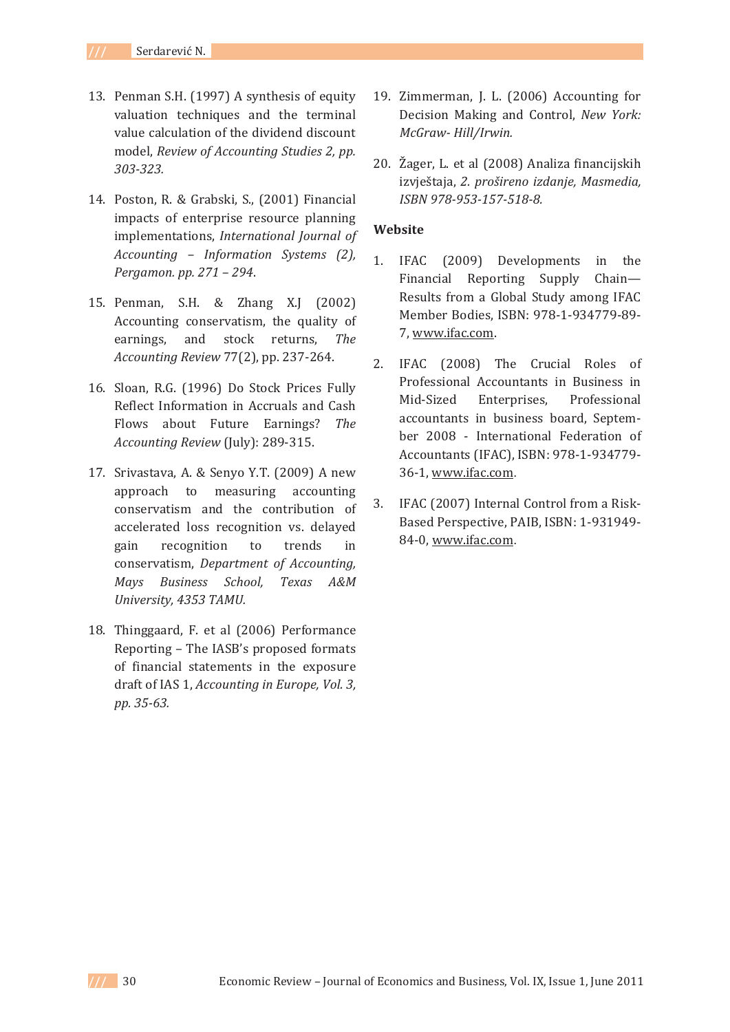13. Penman S.H. (1997) A synthesis of equity valuation techniques and the terminal value calculation of the dividend discount model, *Review of Accounting Studies 2, pp. 303-323.*

14. Poston, R. & Grabski, S., (2001) Financial impacts of enterprise resource planning implementations, *International Journal of Accounting – Information Systems (2), Pergamon. pp. 271 – 294*.

15. Penman, S.H. & Zhang X.J (2002) Accounting conservatism, the quality of earnings, and stock returns, *The Accounting Review* 77(2), pp. 237-264.

16. Sloan, R.G. (1996) Do Stock Prices Fully Reflect Information in Accruals and Cash Flows about Future Earnings? *The Accounting Review* (July): 289-315.

17. Srivastava, A. & Senyo Y.T. (2009) A new approach to measuring accounting conservatism and the contribution of accelerated loss recognition vs. delayed gain recognition to trends in conservatism, *Department of Accounting, Mays Business School, Texas A&M University, 4353 TAMU.*

18. Thinggaard, F. et al (2006) Performance Reporting – The IASB's proposed formats of financial statements in the exposure draft of IAS 1, *Accounting in Europe, Vol. 3, pp. 35-63.*

19. Zimmerman, J. L. (2006) Accounting for Decision Making and Control, *New York: McGraw- Hill/Irwin.*

20. Žager, L. et al (2008) Analiza financijskih izvještaja, *2. prošireno izdanje, Masmedia, ISBN 978-953-157-518-8.*

### Website

1. IFAC (2009) Developments in the Financial Reporting Supply Chain—Results from a Global Study among IFAC Member Bodies, ISBN: 978-1-934779-89-7, www.ifac.com.

2. IFAC (2008) The Crucial Roles of Professional Accountants in Business in Mid-Sized Enterprises, Professional accountants in business board, September 2008 - International Federation of Accountants (IFAC), ISBN: 978-1-934779-36-1, www.ifac.com.

3. IFAC (2007) Internal Control from a Risk-Based Perspective, PAIB, ISBN: 1-931949-84-0, www.ifac.com.